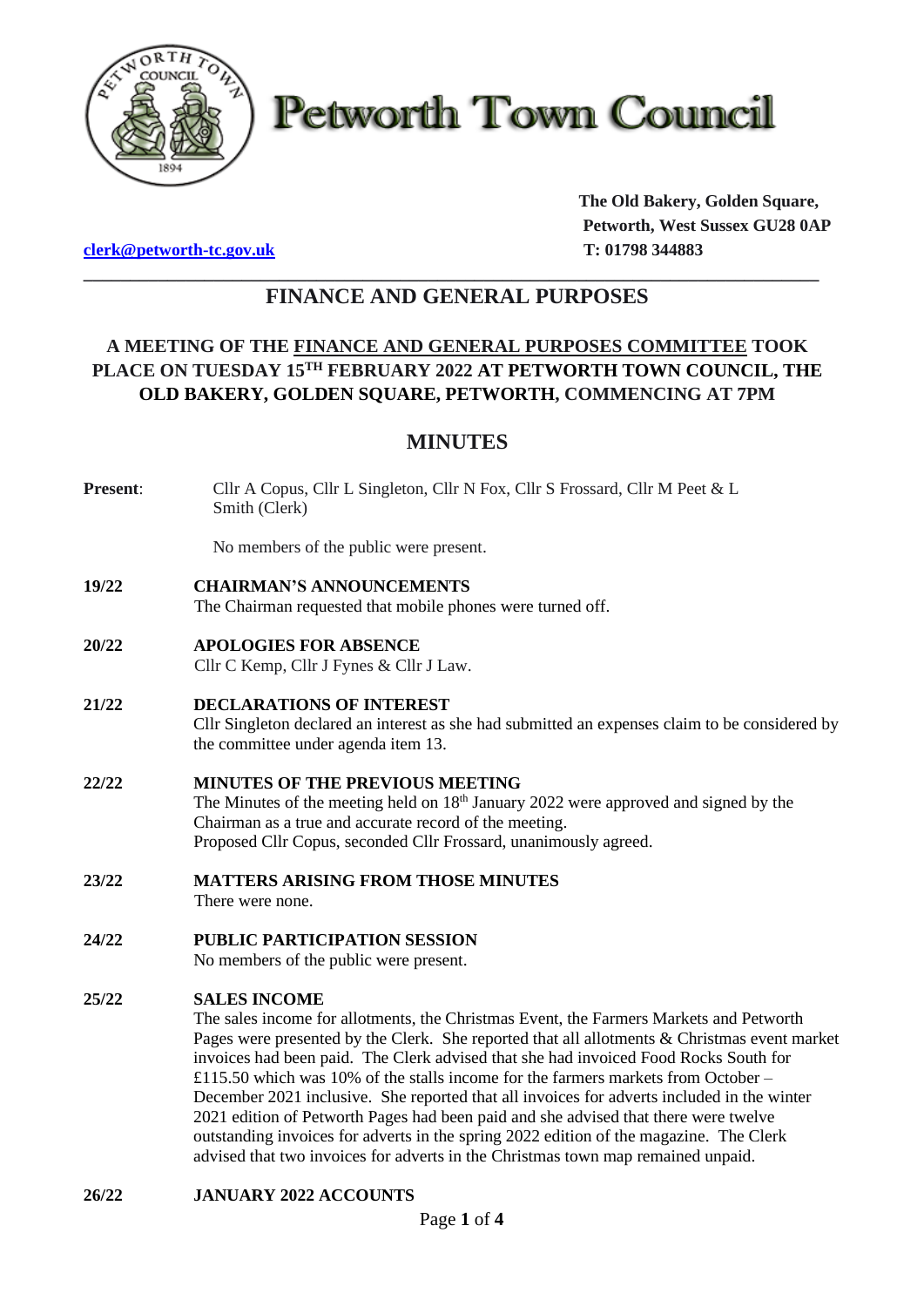# Petworth Town Council

**The Old Bakery, Golden Square,**
**Petworth, West Sussex GU28 0AP**
**T: 01798 344883**

**clerk@petworth-tc.gov.uk**

## FINANCE AND GENERAL PURPOSES

### A MEETING OF THE FINANCE AND GENERAL PURPOSES COMMITTEE TOOK PLACE ON TUESDAY 15TH FEBRUARY 2022 AT PETWORTH TOWN COUNCIL, THE OLD BAKERY, GOLDEN SQUARE, PETWORTH, COMMENCING AT 7PM

## MINUTES

**Present**: Cllr A Copus, Cllr L Singleton, Cllr N Fox, Cllr S Frossard, Cllr M Peet & L Smith (Clerk)

No members of the public were present.

**19/22 CHAIRMAN'S ANNOUNCEMENTS**
The Chairman requested that mobile phones were turned off.

**20/22 APOLOGIES FOR ABSENCE**
Cllr C Kemp, Cllr J Fynes & Cllr J Law.

**21/22 DECLARATIONS OF INTEREST**
Cllr Singleton declared an interest as she had submitted an expenses claim to be considered by the committee under agenda item 13.

**22/22 MINUTES OF THE PREVIOUS MEETING**
The Minutes of the meeting held on 18th January 2022 were approved and signed by the Chairman as a true and accurate record of the meeting.
Proposed Cllr Copus, seconded Cllr Frossard, unanimously agreed.

**23/22 MATTERS ARISING FROM THOSE MINUTES**
There were none.

**24/22 PUBLIC PARTICIPATION SESSION**
No members of the public were present.

**25/22 SALES INCOME**
The sales income for allotments, the Christmas Event, the Farmers Markets and Petworth Pages were presented by the Clerk. She reported that all allotments & Christmas event market invoices had been paid. The Clerk advised that she had invoiced Food Rocks South for £115.50 which was 10% of the stalls income for the farmers markets from October – December 2021 inclusive. She reported that all invoices for adverts included in the winter 2021 edition of Petworth Pages had been paid and she advised that there were twelve outstanding invoices for adverts in the spring 2022 edition of the magazine. The Clerk advised that two invoices for adverts in the Christmas town map remained unpaid.

**26/22 JANUARY 2022 ACCOUNTS**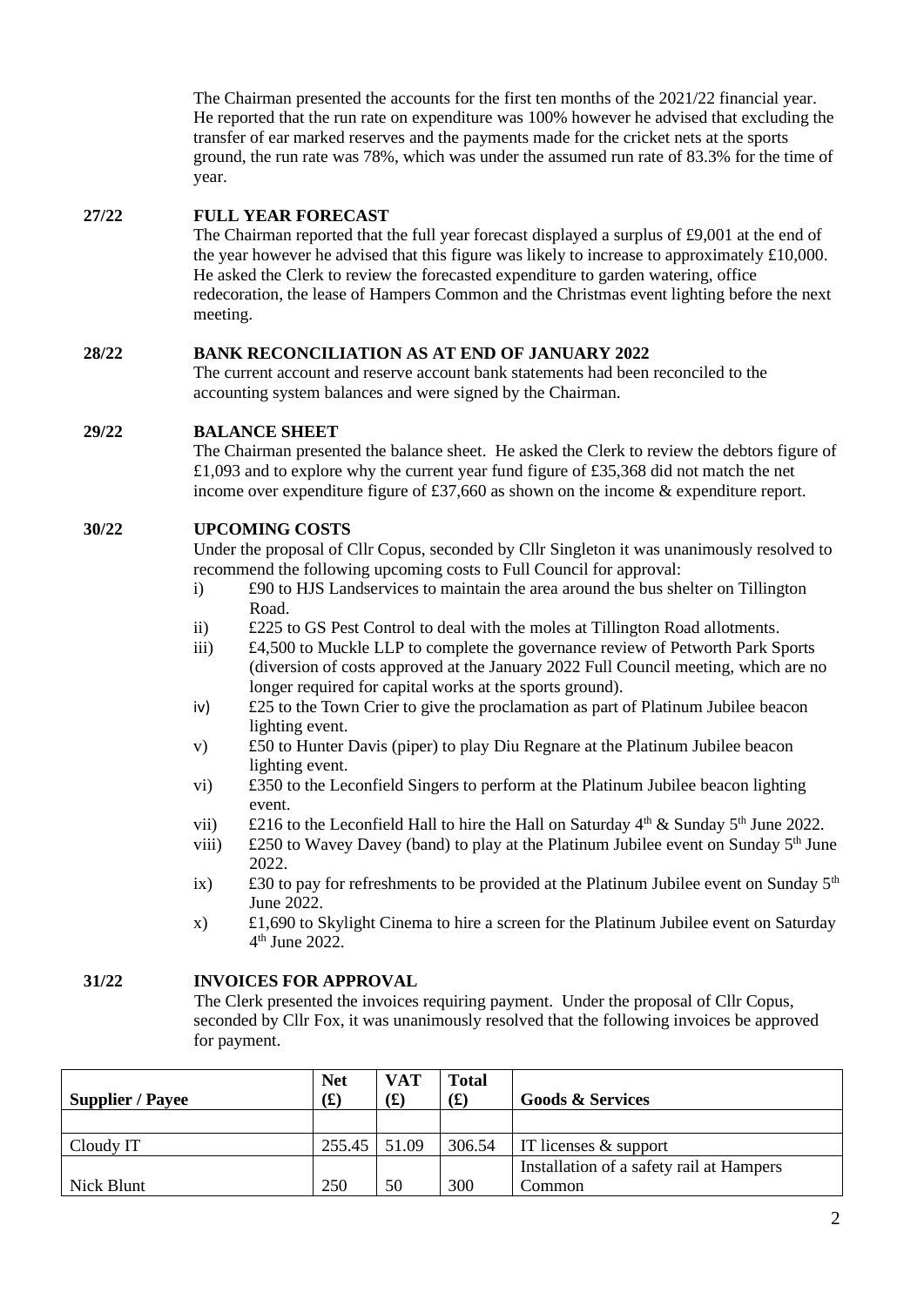The Chairman presented the accounts for the first ten months of the 2021/22 financial year. He reported that the run rate on expenditure was 100% however he advised that excluding the transfer of ear marked reserves and the payments made for the cricket nets at the sports ground, the run rate was 78%, which was under the assumed run rate of 83.3% for the time of year.

**27/22 FULL YEAR FORECAST**

The Chairman reported that the full year forecast displayed a surplus of £9,001 at the end of the year however he advised that this figure was likely to increase to approximately £10,000. He asked the Clerk to review the forecasted expenditure to garden watering, office redecoration, the lease of Hampers Common and the Christmas event lighting before the next meeting.

**28/22 BANK RECONCILIATION AS AT END OF JANUARY 2022**

The current account and reserve account bank statements had been reconciled to the accounting system balances and were signed by the Chairman.

**29/22 BALANCE SHEET**

The Chairman presented the balance sheet. He asked the Clerk to review the debtors figure of £1,093 and to explore why the current year fund figure of £35,368 did not match the net income over expenditure figure of £37,660 as shown on the income & expenditure report.

**30/22 UPCOMING COSTS**

Under the proposal of Cllr Copus, seconded by Cllr Singleton it was unanimously resolved to recommend the following upcoming costs to Full Council for approval:

- i) £90 to HJS Landservices to maintain the area around the bus shelter on Tillington Road.
- ii) £225 to GS Pest Control to deal with the moles at Tillington Road allotments.
- iii) £4,500 to Muckle LLP to complete the governance review of Petworth Park Sports (diversion of costs approved at the January 2022 Full Council meeting, which are no longer required for capital works at the sports ground).
- iv) £25 to the Town Crier to give the proclamation as part of Platinum Jubilee beacon lighting event.
- v) £50 to Hunter Davis (piper) to play Diu Regnare at the Platinum Jubilee beacon lighting event.
- vi) £350 to the Leconfield Singers to perform at the Platinum Jubilee beacon lighting event.
- vii) £216 to the Leconfield Hall to hire the Hall on Saturday 4th & Sunday 5th June 2022.
- viii) £250 to Wavey Davey (band) to play at the Platinum Jubilee event on Sunday 5th June 2022.
- ix) £30 to pay for refreshments to be provided at the Platinum Jubilee event on Sunday 5th June 2022.
- x) £1,690 to Skylight Cinema to hire a screen for the Platinum Jubilee event on Saturday 4th June 2022.

**31/22 INVOICES FOR APPROVAL**

The Clerk presented the invoices requiring payment. Under the proposal of Cllr Copus, seconded by Cllr Fox, it was unanimously resolved that the following invoices be approved for payment.

| Supplier / Payee | Net (£) | VAT (£) | Total (£) | Goods & Services |
|---|---|---|---|---|
| | | | | |
| Cloudy IT | 255.45 | 51.09 | 306.54 | IT licenses & support |
| Nick Blunt | 250 | 50 | 300 | Installation of a safety rail at Hampers Common |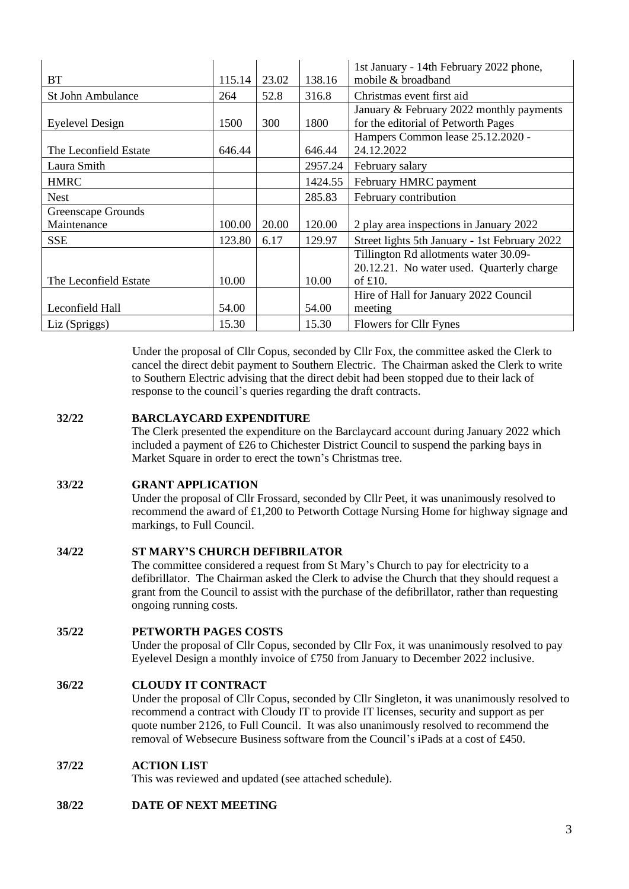| | | | | |
|---|---|---|---|---|
| BT | 115.14 | 23.02 | 138.16 | 1st January - 14th February 2022 phone, mobile & broadband |
| St John Ambulance | 264 | 52.8 | 316.8 | Christmas event first aid |
| Eyelevel Design | 1500 | 300 | 1800 | January & February 2022 monthly payments for the editorial of Petworth Pages |
| The Leconfield Estate | 646.44 | | 646.44 | Hampers Common lease 25.12.2020 - 24.12.2022 |
| Laura Smith | | | 2957.24 | February salary |
| HMRC | | | 1424.55 | February HMRC payment |
| Nest | | | 285.83 | February contribution |
| Greenscape Grounds Maintenance | 100.00 | 20.00 | 120.00 | 2 play area inspections in January 2022 |
| SSE | 123.80 | 6.17 | 129.97 | Street lights 5th January - 1st February 2022 |
| The Leconfield Estate | 10.00 | | 10.00 | Tillington Rd allotments water 30.09-20.12.21. No water used. Quarterly charge of £10. |
| Leconfield Hall | 54.00 | | 54.00 | Hire of Hall for January 2022 Council meeting |
| Liz (Spriggs) | 15.30 | | 15.30 | Flowers for Cllr Fynes |

Under the proposal of Cllr Copus, seconded by Cllr Fox, the committee asked the Clerk to cancel the direct debit payment to Southern Electric. The Chairman asked the Clerk to write to Southern Electric advising that the direct debit had been stopped due to their lack of response to the council's queries regarding the draft contracts.

**32/22 BARCLAYCARD EXPENDITURE**

The Clerk presented the expenditure on the Barclaycard account during January 2022 which included a payment of £26 to Chichester District Council to suspend the parking bays in Market Square in order to erect the town's Christmas tree.

**33/22 GRANT APPLICATION**

Under the proposal of Cllr Frossard, seconded by Cllr Peet, it was unanimously resolved to recommend the award of £1,200 to Petworth Cottage Nursing Home for highway signage and markings, to Full Council.

**34/22 ST MARY'S CHURCH DEFIBRILATOR**

The committee considered a request from St Mary's Church to pay for electricity to a defibrillator. The Chairman asked the Clerk to advise the Church that they should request a grant from the Council to assist with the purchase of the defibrillator, rather than requesting ongoing running costs.

**35/22 PETWORTH PAGES COSTS**

Under the proposal of Cllr Copus, seconded by Cllr Fox, it was unanimously resolved to pay Eyelevel Design a monthly invoice of £750 from January to December 2022 inclusive.

**36/22 CLOUDY IT CONTRACT**

Under the proposal of Cllr Copus, seconded by Cllr Singleton, it was unanimously resolved to recommend a contract with Cloudy IT to provide IT licenses, security and support as per quote number 2126, to Full Council. It was also unanimously resolved to recommend the removal of Websecure Business software from the Council's iPads at a cost of £450.

**37/22 ACTION LIST**

This was reviewed and updated (see attached schedule).

**38/22 DATE OF NEXT MEETING**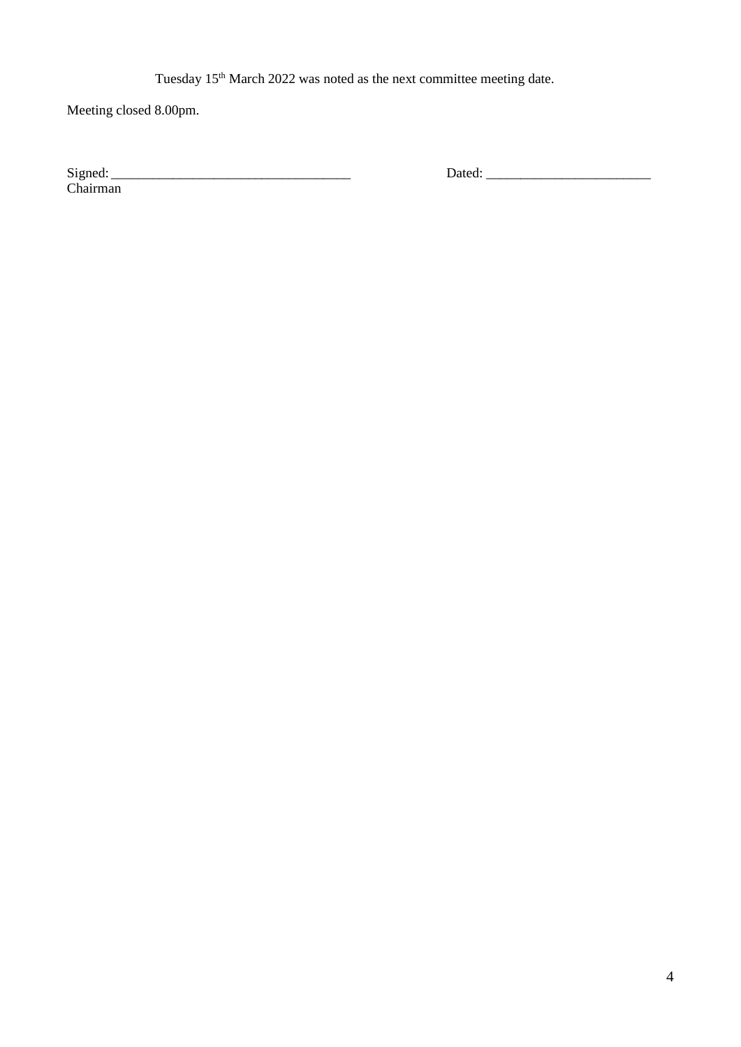Tuesday 15th March 2022 was noted as the next committee meeting date.

Meeting closed 8.00pm.

Signed: ___________________________________ Dated: ________________________
Chairman